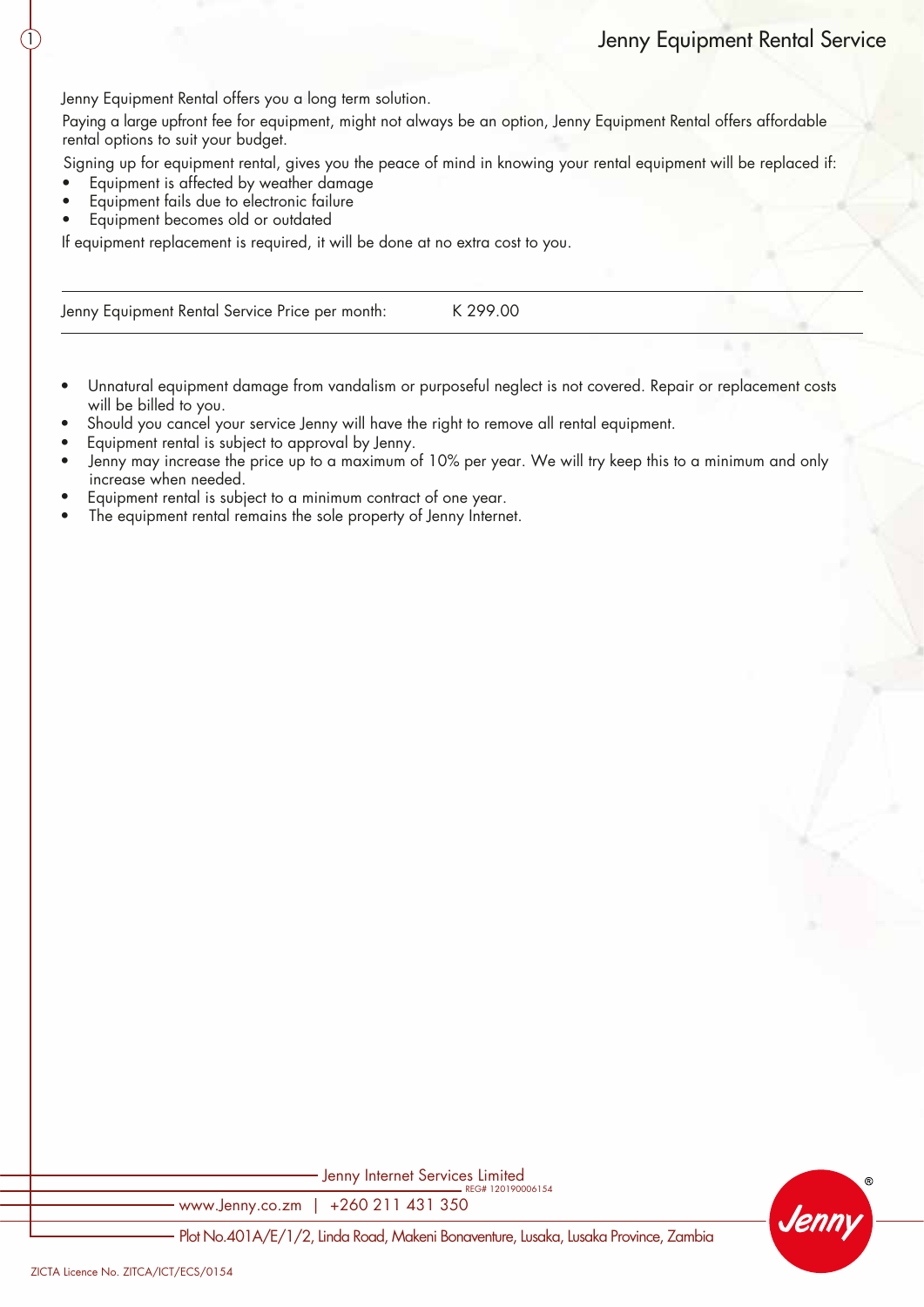# Jenny Equipment Rental Service

Jenny Equipment Rental offers you a long term solution.

Paying a large upfront fee for equipment, might not always be an option, Jenny Equipment Rental offers affordable rental options to suit your budget.

Signing up for equipment rental, gives you the peace of mind in knowing your rental equipment will be replaced if:

- Equipment is affected by weather damage
- Equipment fails due to electronic failure
- Equipment becomes old or outdated

If equipment replacement is required, it will be done at no extra cost to you.

| Jenny Equipment Rental Service Price per month: | K 299.00 |
|---|---|

- Unnatural equipment damage from vandalism or purposeful neglect is not covered. Repair or replacement costs will be billed to you.
- Should you cancel your service Jenny will have the right to remove all rental equipment.
- Equipment rental is subject to approval by Jenny.
- Jenny may increase the price up to a maximum of 10% per year. We will try keep this to a minimum and only increase when needed.
- Equipment rental is subject to a minimum contract of one year.
- The equipment rental remains the sole property of Jenny Internet.

Jenny Internet Services Limited
REG# 120190006154
www.Jenny.co.zm | +260 211 431 350
Plot No.401A/E/1/2, Linda Road, Makeni Bonaventure, Lusaka, Lusaka Province, Zambia

ZICTA Licence No. ZITCA/ICT/ECS/0154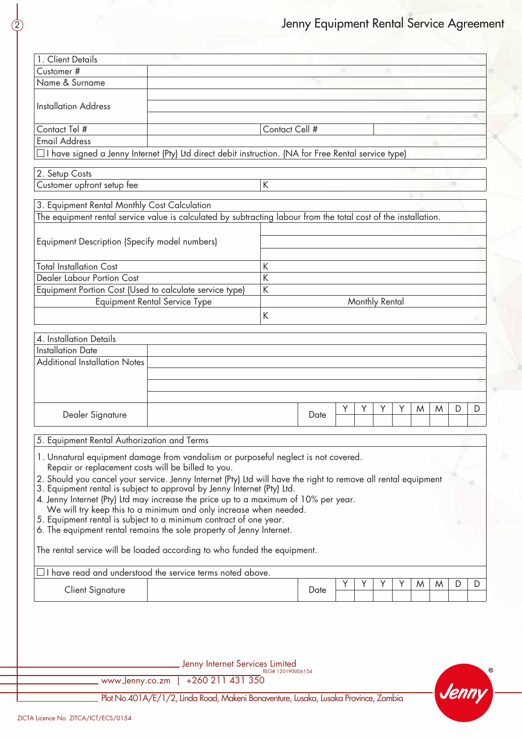# Jenny Equipment Rental Service Agreement

| 1. Client Details | | | |
|---|---|---|---|
| Customer # | | | |
| Name & Surname | | | |
| Installation Address | | | |
| Contact Tel # | | Contact Cell # | |
| Email Address | | | |
| ☐ I have signed a Jenny Internet (Pty) Ltd direct debit instruction. (NA for Free Rental service type) | | | |

| 2. Setup Costs | |
|---|---|
| Customer upfront setup fee | K |

| 3. Equipment Rental Monthly Cost Calculation | |
|---|---|
| The equipment rental service value is calculated by subtracting labour from the total cost of the installation. | |
| Equipment Description (Specify model numbers) | |
| Total Installation Cost | K |
| Dealer Labour Portion Cost | K |
| Equipment Portion Cost (Used to calculate service type) | K |
| Equipment Rental Service Type | Monthly Rental |
| | K |

| 4. Installation Details | | | | | | | | | | |
|---|---|---|---|---|---|---|---|---|---|---|
| Installation Date | | | | | | | | | | |
| Additional Installation Notes | | | | | | | | | | |
| Dealer Signature | | Date | Y | Y | Y | Y | M | M | D | D |

**5. Equipment Rental Authorization and Terms**

1. Unnatural equipment damage from vandalism or purposeful neglect is not covered. Repair or replacement costs will be billed to you.
2. Should you cancel your service. Jenny Internet (Pty) Ltd will have the right to remove all rental equipment
3. Equipment rental is subject to approval by Jenny Internet (Pty) Ltd.
4. Jenny Internet (Pty) Ltd may increase the price up to a maximum of 10% per year. We will try keep this to a minimum and only increase when needed.
5. Equipment rental is subject to a minimum contract of one year.
6. The equipment rental remains the sole property of Jenny Internet.

The rental service will be loaded according to who funded the equipment.

☐ I have read and understood the service terms noted above.

| Client Signature | | Date | Y | Y | Y | Y | M | M | D | D |
|---|---|---|---|---|---|---|---|---|---|---|

Jenny Internet Services Limited
REG# 120190006154
www.Jenny.co.zm | +260 211 431 350
Plot No.401A/E/1/2, Linda Road, Makeni Bonaventure, Lusaka, Lusaka Province, Zambia

ZICTA Licence No. ZITCA/ICT/ECS/0154